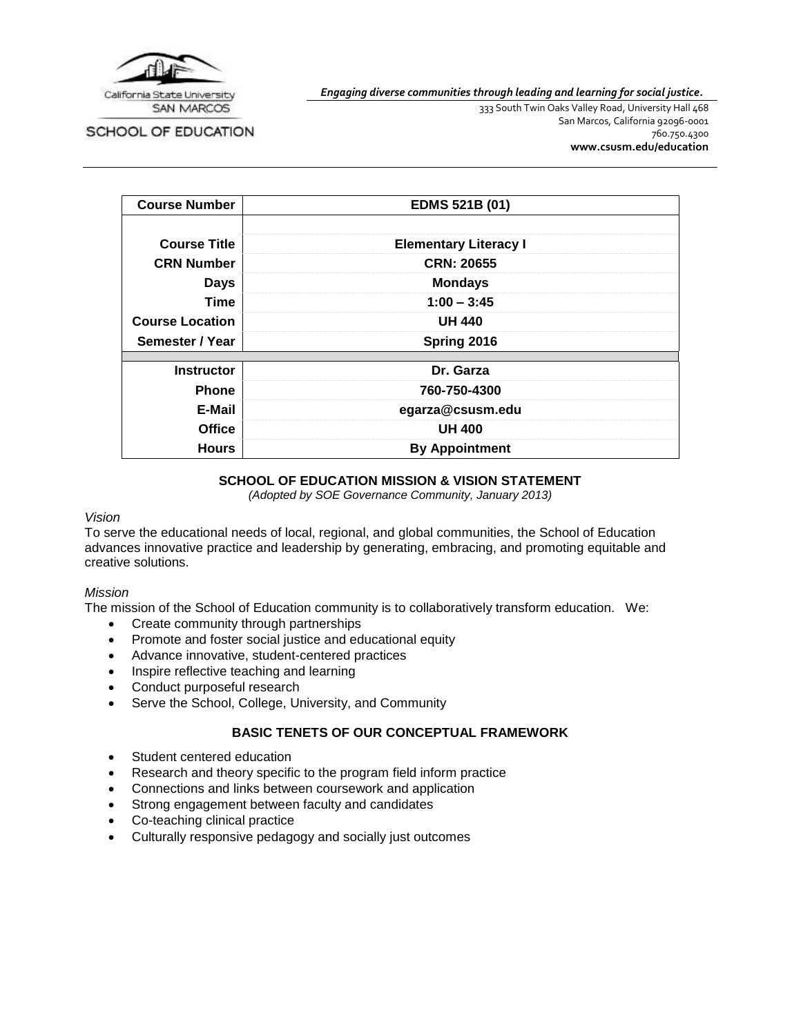California State University SAN MARCOS

SCHOOL OF EDUCATION

***Engaging diverse communities through leading and learning for social justice.***

333 South Twin Oaks Valley Road, University Hall 468
San Marcos, California 92096-0001
760.750.4300
**www.csusm.edu/education**

| **Course Number** | **EDMS 521B (01)** |
|---|---|
| | |
| **Course Title** | **Elementary Literacy I** |
| **CRN Number** | **CRN: 20655** |
| **Days** | **Mondays** |
| **Time** | **1:00 – 3:45** |
| **Course Location** | **UH 440** |
| **Semester / Year** | **Spring 2016** |
| | |
| **Instructor** | **Dr. Garza** |
| **Phone** | **760-750-4300** |
| **E-Mail** | **egarza@csusm.edu** |
| **Office** | **UH 400** |
| **Hours** | **By Appointment** |

## SCHOOL OF EDUCATION MISSION & VISION STATEMENT

*(Adopted by SOE Governance Community, January 2013)*

*Vision*

To serve the educational needs of local, regional, and global communities, the School of Education advances innovative practice and leadership by generating, embracing, and promoting equitable and creative solutions.

*Mission*

The mission of the School of Education community is to collaboratively transform education. We:

- Create community through partnerships
- Promote and foster social justice and educational equity
- Advance innovative, student-centered practices
- Inspire reflective teaching and learning
- Conduct purposeful research
- Serve the School, College, University, and Community

## BASIC TENETS OF OUR CONCEPTUAL FRAMEWORK

- Student centered education
- Research and theory specific to the program field inform practice
- Connections and links between coursework and application
- Strong engagement between faculty and candidates
- Co-teaching clinical practice
- Culturally responsive pedagogy and socially just outcomes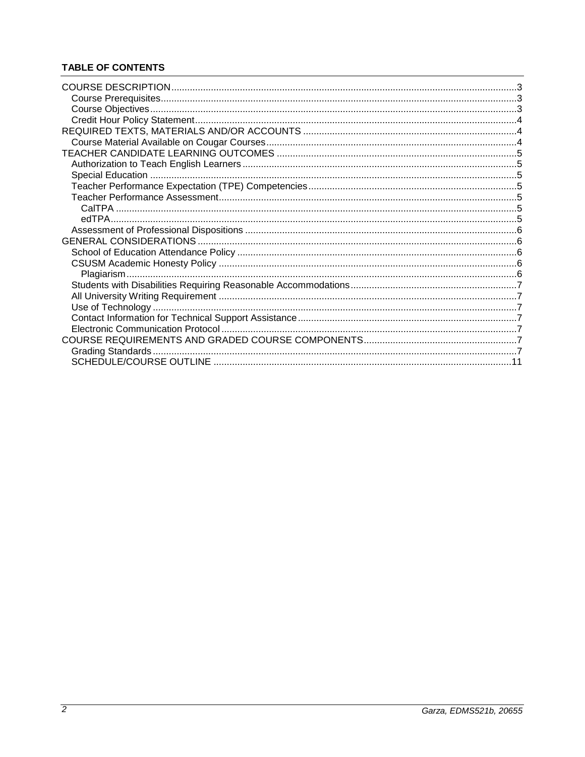**TABLE OF CONTENTS**

- COURSE DESCRIPTION ... 3
  - Course Prerequisites ... 3
  - Course Objectives ... 3
  - Credit Hour Policy Statement ... 4
- REQUIRED TEXTS, MATERIALS AND/OR ACCOUNTS ... 4
  - Course Material Available on Cougar Courses ... 4
- TEACHER CANDIDATE LEARNING OUTCOMES ... 5
  - Authorization to Teach English Learners ... 5
  - Special Education ... 5
  - Teacher Performance Expectation (TPE) Competencies ... 5
  - Teacher Performance Assessment ... 5
    - CalTPA ... 5
    - edTPA ... 5
  - Assessment of Professional Dispositions ... 6
- GENERAL CONSIDERATIONS ... 6
  - School of Education Attendance Policy ... 6
  - CSUSM Academic Honesty Policy ... 6
    - Plagiarism ... 6
  - Students with Disabilities Requiring Reasonable Accommodations ... 7
  - All University Writing Requirement ... 7
  - Use of Technology ... 7
  - Contact Information for Technical Support Assistance ... 7
  - Electronic Communication Protocol ... 7
- COURSE REQUIREMENTS AND GRADED COURSE COMPONENTS ... 7
  - Grading Standards ... 7
  - SCHEDULE/COURSE OUTLINE ... 11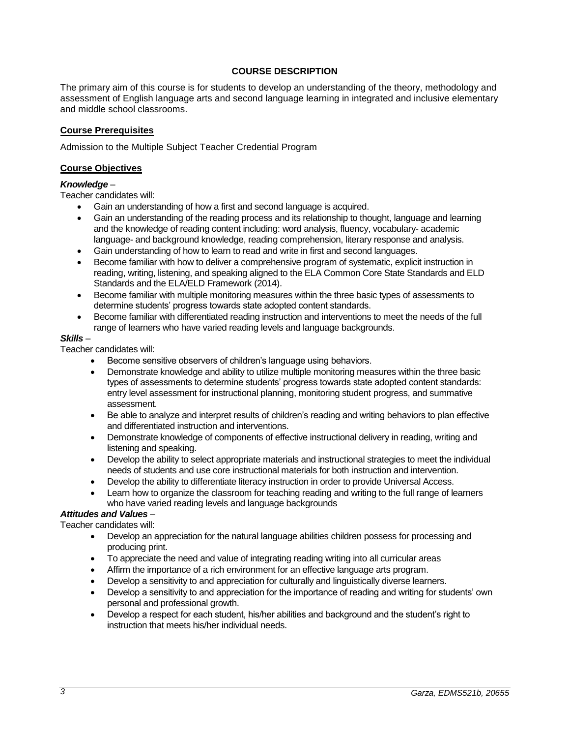## COURSE DESCRIPTION

The primary aim of this course is for students to develop an understanding of the theory, methodology and assessment of English language arts and second language learning in integrated and inclusive elementary and middle school classrooms.

### Course Prerequisites

Admission to the Multiple Subject Teacher Credential Program

### Course Objectives

***Knowledge*** –

Teacher candidates will:

- Gain an understanding of how a first and second language is acquired.
- Gain an understanding of the reading process and its relationship to thought, language and learning and the knowledge of reading content including: word analysis, fluency, vocabulary- academic language- and background knowledge, reading comprehension, literary response and analysis.
- Gain understanding of how to learn to read and write in first and second languages.
- Become familiar with how to deliver a comprehensive program of systematic, explicit instruction in reading, writing, listening, and speaking aligned to the ELA Common Core State Standards and ELD Standards and the ELA/ELD Framework (2014).
- Become familiar with multiple monitoring measures within the three basic types of assessments to determine students' progress towards state adopted content standards.
- Become familiar with differentiated reading instruction and interventions to meet the needs of the full range of learners who have varied reading levels and language backgrounds.

***Skills*** –

Teacher candidates will:

- Become sensitive observers of children's language using behaviors.
- Demonstrate knowledge and ability to utilize multiple monitoring measures within the three basic types of assessments to determine students' progress towards state adopted content standards: entry level assessment for instructional planning, monitoring student progress, and summative assessment.
- Be able to analyze and interpret results of children's reading and writing behaviors to plan effective and differentiated instruction and interventions.
- Demonstrate knowledge of components of effective instructional delivery in reading, writing and listening and speaking.
- Develop the ability to select appropriate materials and instructional strategies to meet the individual needs of students and use core instructional materials for both instruction and intervention.
- Develop the ability to differentiate literacy instruction in order to provide Universal Access.
- Learn how to organize the classroom for teaching reading and writing to the full range of learners who have varied reading levels and language backgrounds

***Attitudes and Values*** –

Teacher candidates will:

- Develop an appreciation for the natural language abilities children possess for processing and producing print.
- To appreciate the need and value of integrating reading writing into all curricular areas
- Affirm the importance of a rich environment for an effective language arts program.
- Develop a sensitivity to and appreciation for culturally and linguistically diverse learners.
- Develop a sensitivity to and appreciation for the importance of reading and writing for students' own personal and professional growth.
- Develop a respect for each student, his/her abilities and background and the student's right to instruction that meets his/her individual needs.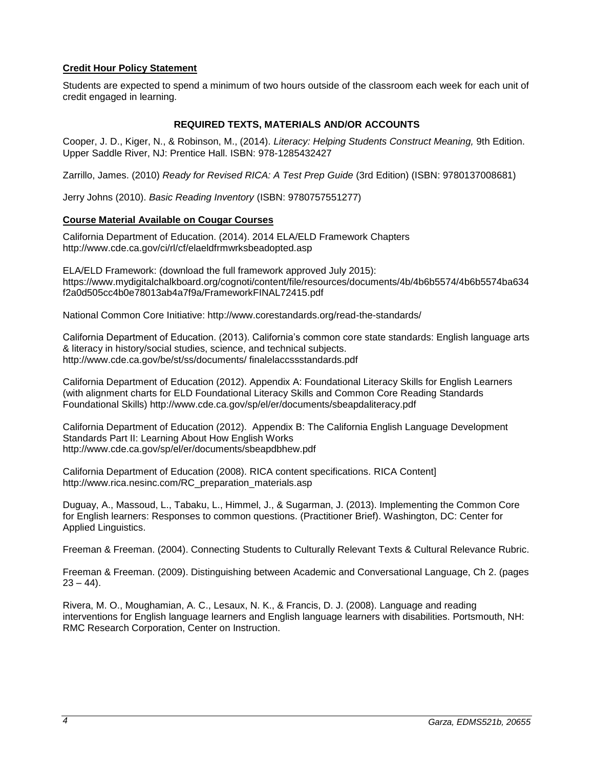**Credit Hour Policy Statement**

Students are expected to spend a minimum of two hours outside of the classroom each week for each unit of credit engaged in learning.

## REQUIRED TEXTS, MATERIALS AND/OR ACCOUNTS

Cooper, J. D., Kiger, N., & Robinson, M., (2014). *Literacy: Helping Students Construct Meaning,* 9th Edition. Upper Saddle River, NJ: Prentice Hall. ISBN: 978-1285432427

Zarrillo, James. (2010) *Ready for Revised RICA: A Test Prep Guide* (3rd Edition) (ISBN: 9780137008681)

Jerry Johns (2010). *Basic Reading Inventory* (ISBN: 9780757551277)

**Course Material Available on Cougar Courses**

California Department of Education. (2014). 2014 ELA/ELD Framework Chapters http://www.cde.ca.gov/ci/rl/cf/elaeldfrmwrksbeadopted.asp

ELA/ELD Framework: (download the full framework approved July 2015): https://www.mydigitalchalkboard.org/cognoti/content/file/resources/documents/4b/4b6b5574/4b6b5574ba634f2a0d505cc4b0e78013ab4a7f9a/FrameworkFINAL72415.pdf

National Common Core Initiative: http://www.corestandards.org/read-the-standards/

California Department of Education. (2013). California's common core state standards: English language arts & literacy in history/social studies, science, and technical subjects. http://www.cde.ca.gov/be/st/ss/documents/ finalelaccssstandards.pdf

California Department of Education (2012). Appendix A: Foundational Literacy Skills for English Learners (with alignment charts for ELD Foundational Literacy Skills and Common Core Reading Standards Foundational Skills) http://www.cde.ca.gov/sp/el/er/documents/sbeapdaliteracy.pdf

California Department of Education (2012). Appendix B: The California English Language Development Standards Part II: Learning About How English Works http://www.cde.ca.gov/sp/el/er/documents/sbeapdbhew.pdf

California Department of Education (2008). RICA content specifications. RICA Content] http://www.rica.nesinc.com/RC_preparation_materials.asp

Duguay, A., Massoud, L., Tabaku, L., Himmel, J., & Sugarman, J. (2013). Implementing the Common Core for English learners: Responses to common questions. (Practitioner Brief). Washington, DC: Center for Applied Linguistics.

Freeman & Freeman. (2004). Connecting Students to Culturally Relevant Texts & Cultural Relevance Rubric.

Freeman & Freeman. (2009). Distinguishing between Academic and Conversational Language, Ch 2. (pages 23 – 44).

Rivera, M. O., Moughamian, A. C., Lesaux, N. K., & Francis, D. J. (2008). Language and reading interventions for English language learners and English language learners with disabilities. Portsmouth, NH: RMC Research Corporation, Center on Instruction.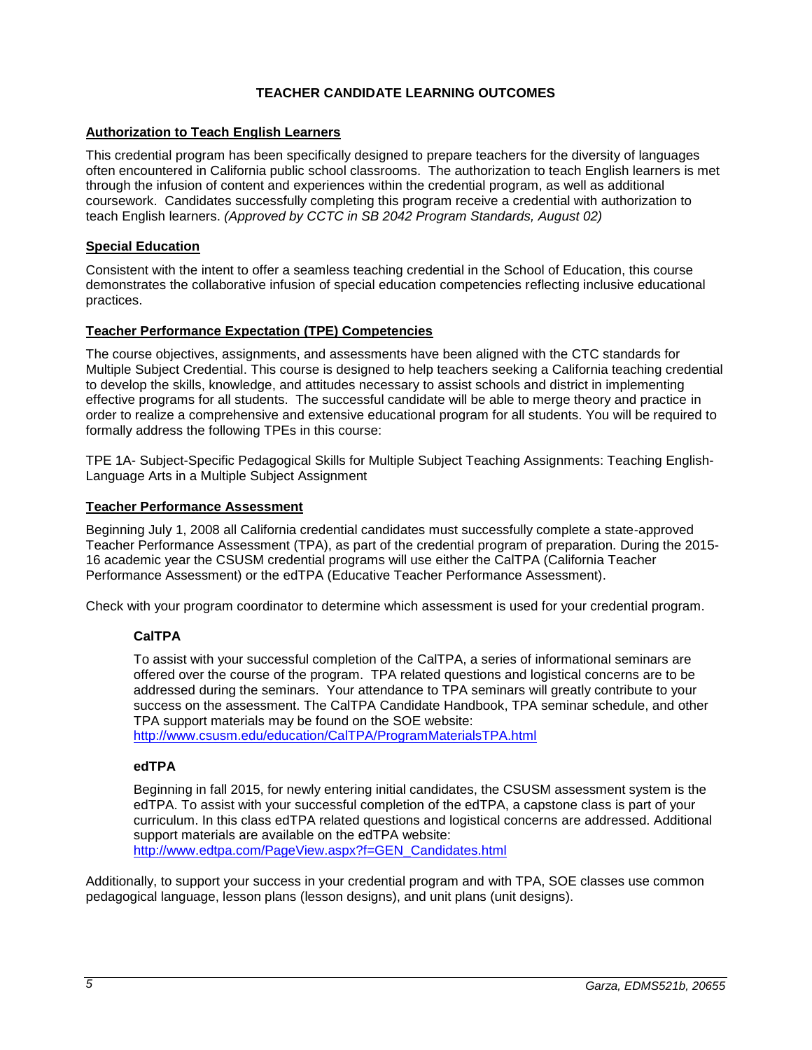## TEACHER CANDIDATE LEARNING OUTCOMES

### Authorization to Teach English Learners

This credential program has been specifically designed to prepare teachers for the diversity of languages often encountered in California public school classrooms. The authorization to teach English learners is met through the infusion of content and experiences within the credential program, as well as additional coursework. Candidates successfully completing this program receive a credential with authorization to teach English learners. *(Approved by CCTC in SB 2042 Program Standards, August 02)*

### Special Education

Consistent with the intent to offer a seamless teaching credential in the School of Education, this course demonstrates the collaborative infusion of special education competencies reflecting inclusive educational practices.

### Teacher Performance Expectation (TPE) Competencies

The course objectives, assignments, and assessments have been aligned with the CTC standards for Multiple Subject Credential. This course is designed to help teachers seeking a California teaching credential to develop the skills, knowledge, and attitudes necessary to assist schools and district in implementing effective programs for all students. The successful candidate will be able to merge theory and practice in order to realize a comprehensive and extensive educational program for all students. You will be required to formally address the following TPEs in this course:

TPE 1A- Subject-Specific Pedagogical Skills for Multiple Subject Teaching Assignments: Teaching English-Language Arts in a Multiple Subject Assignment

### Teacher Performance Assessment

Beginning July 1, 2008 all California credential candidates must successfully complete a state-approved Teacher Performance Assessment (TPA), as part of the credential program of preparation. During the 2015-16 academic year the CSUSM credential programs will use either the CalTPA (California Teacher Performance Assessment) or the edTPA (Educative Teacher Performance Assessment).

Check with your program coordinator to determine which assessment is used for your credential program.

#### CalTPA

To assist with your successful completion of the CalTPA, a series of informational seminars are offered over the course of the program. TPA related questions and logistical concerns are to be addressed during the seminars. Your attendance to TPA seminars will greatly contribute to your success on the assessment. The CalTPA Candidate Handbook, TPA seminar schedule, and other TPA support materials may be found on the SOE website:
http://www.csusm.edu/education/CalTPA/ProgramMaterialsTPA.html

#### edTPA

Beginning in fall 2015, for newly entering initial candidates, the CSUSM assessment system is the edTPA. To assist with your successful completion of the edTPA, a capstone class is part of your curriculum. In this class edTPA related questions and logistical concerns are addressed. Additional support materials are available on the edTPA website:
http://www.edtpa.com/PageView.aspx?f=GEN_Candidates.html

Additionally, to support your success in your credential program and with TPA, SOE classes use common pedagogical language, lesson plans (lesson designs), and unit plans (unit designs).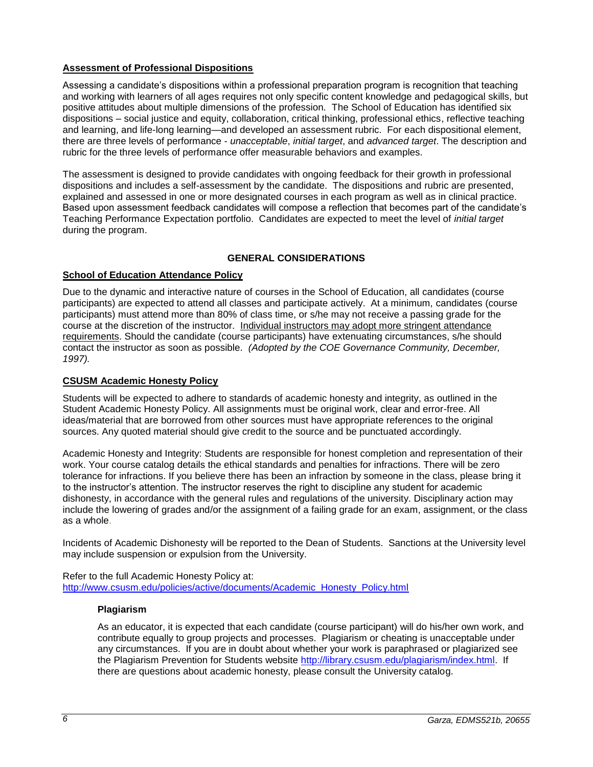## Assessment of Professional Dispositions

Assessing a candidate's dispositions within a professional preparation program is recognition that teaching and working with learners of all ages requires not only specific content knowledge and pedagogical skills, but positive attitudes about multiple dimensions of the profession. The School of Education has identified six dispositions – social justice and equity, collaboration, critical thinking, professional ethics, reflective teaching and learning, and life-long learning—and developed an assessment rubric. For each dispositional element, there are three levels of performance - *unacceptable*, *initial target*, and *advanced target*. The description and rubric for the three levels of performance offer measurable behaviors and examples.

The assessment is designed to provide candidates with ongoing feedback for their growth in professional dispositions and includes a self-assessment by the candidate. The dispositions and rubric are presented, explained and assessed in one or more designated courses in each program as well as in clinical practice. Based upon assessment feedback candidates will compose a reflection that becomes part of the candidate's Teaching Performance Expectation portfolio. Candidates are expected to meet the level of *initial target* during the program.

# GENERAL CONSIDERATIONS

## School of Education Attendance Policy

Due to the dynamic and interactive nature of courses in the School of Education, all candidates (course participants) are expected to attend all classes and participate actively. At a minimum, candidates (course participants) must attend more than 80% of class time, or s/he may not receive a passing grade for the course at the discretion of the instructor. Individual instructors may adopt more stringent attendance requirements. Should the candidate (course participants) have extenuating circumstances, s/he should contact the instructor as soon as possible. *(Adopted by the COE Governance Community, December, 1997).*

## CSUSM Academic Honesty Policy

Students will be expected to adhere to standards of academic honesty and integrity, as outlined in the Student Academic Honesty Policy. All assignments must be original work, clear and error-free. All ideas/material that are borrowed from other sources must have appropriate references to the original sources. Any quoted material should give credit to the source and be punctuated accordingly.

Academic Honesty and Integrity: Students are responsible for honest completion and representation of their work. Your course catalog details the ethical standards and penalties for infractions. There will be zero tolerance for infractions. If you believe there has been an infraction by someone in the class, please bring it to the instructor's attention. The instructor reserves the right to discipline any student for academic dishonesty, in accordance with the general rules and regulations of the university. Disciplinary action may include the lowering of grades and/or the assignment of a failing grade for an exam, assignment, or the class as a whole.

Incidents of Academic Dishonesty will be reported to the Dean of Students. Sanctions at the University level may include suspension or expulsion from the University.

Refer to the full Academic Honesty Policy at: http://www.csusm.edu/policies/active/documents/Academic_Honesty_Policy.html

### Plagiarism

As an educator, it is expected that each candidate (course participant) will do his/her own work, and contribute equally to group projects and processes. Plagiarism or cheating is unacceptable under any circumstances. If you are in doubt about whether your work is paraphrased or plagiarized see the Plagiarism Prevention for Students website http://library.csusm.edu/plagiarism/index.html. If there are questions about academic honesty, please consult the University catalog.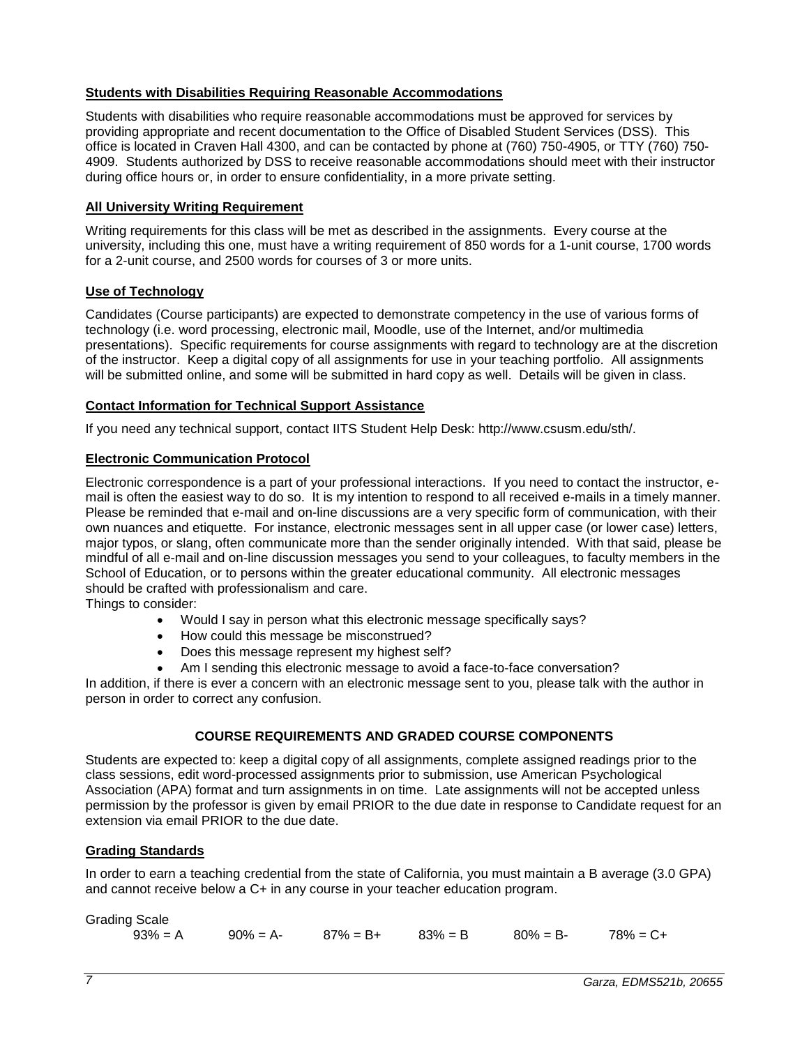**Students with Disabilities Requiring Reasonable Accommodations**

Students with disabilities who require reasonable accommodations must be approved for services by providing appropriate and recent documentation to the Office of Disabled Student Services (DSS). This office is located in Craven Hall 4300, and can be contacted by phone at (760) 750-4905, or TTY (760) 750-4909. Students authorized by DSS to receive reasonable accommodations should meet with their instructor during office hours or, in order to ensure confidentiality, in a more private setting.

**All University Writing Requirement**

Writing requirements for this class will be met as described in the assignments. Every course at the university, including this one, must have a writing requirement of 850 words for a 1-unit course, 1700 words for a 2-unit course, and 2500 words for courses of 3 or more units.

**Use of Technology**

Candidates (Course participants) are expected to demonstrate competency in the use of various forms of technology (i.e. word processing, electronic mail, Moodle, use of the Internet, and/or multimedia presentations). Specific requirements for course assignments with regard to technology are at the discretion of the instructor. Keep a digital copy of all assignments for use in your teaching portfolio. All assignments will be submitted online, and some will be submitted in hard copy as well. Details will be given in class.

**Contact Information for Technical Support Assistance**

If you need any technical support, contact IITS Student Help Desk: http://www.csusm.edu/sth/.

**Electronic Communication Protocol**

Electronic correspondence is a part of your professional interactions. If you need to contact the instructor, e-mail is often the easiest way to do so. It is my intention to respond to all received e-mails in a timely manner. Please be reminded that e-mail and on-line discussions are a very specific form of communication, with their own nuances and etiquette. For instance, electronic messages sent in all upper case (or lower case) letters, major typos, or slang, often communicate more than the sender originally intended. With that said, please be mindful of all e-mail and on-line discussion messages you send to your colleagues, to faculty members in the School of Education, or to persons within the greater educational community. All electronic messages should be crafted with professionalism and care.

Things to consider:

- Would I say in person what this electronic message specifically says?
- How could this message be misconstrued?
- Does this message represent my highest self?
- Am I sending this electronic message to avoid a face-to-face conversation?

In addition, if there is ever a concern with an electronic message sent to you, please talk with the author in person in order to correct any confusion.

## COURSE REQUIREMENTS AND GRADED COURSE COMPONENTS

Students are expected to: keep a digital copy of all assignments, complete assigned readings prior to the class sessions, edit word-processed assignments prior to submission, use American Psychological Association (APA) format and turn assignments in on time. Late assignments will not be accepted unless permission by the professor is given by email PRIOR to the due date in response to Candidate request for an extension via email PRIOR to the due date.

**Grading Standards**

In order to earn a teaching credential from the state of California, you must maintain a B average (3.0 GPA) and cannot receive below a C+ in any course in your teacher education program.

Grading Scale

93% = A    90% = A-    87% = B+    83% = B    80% = B-    78% = C+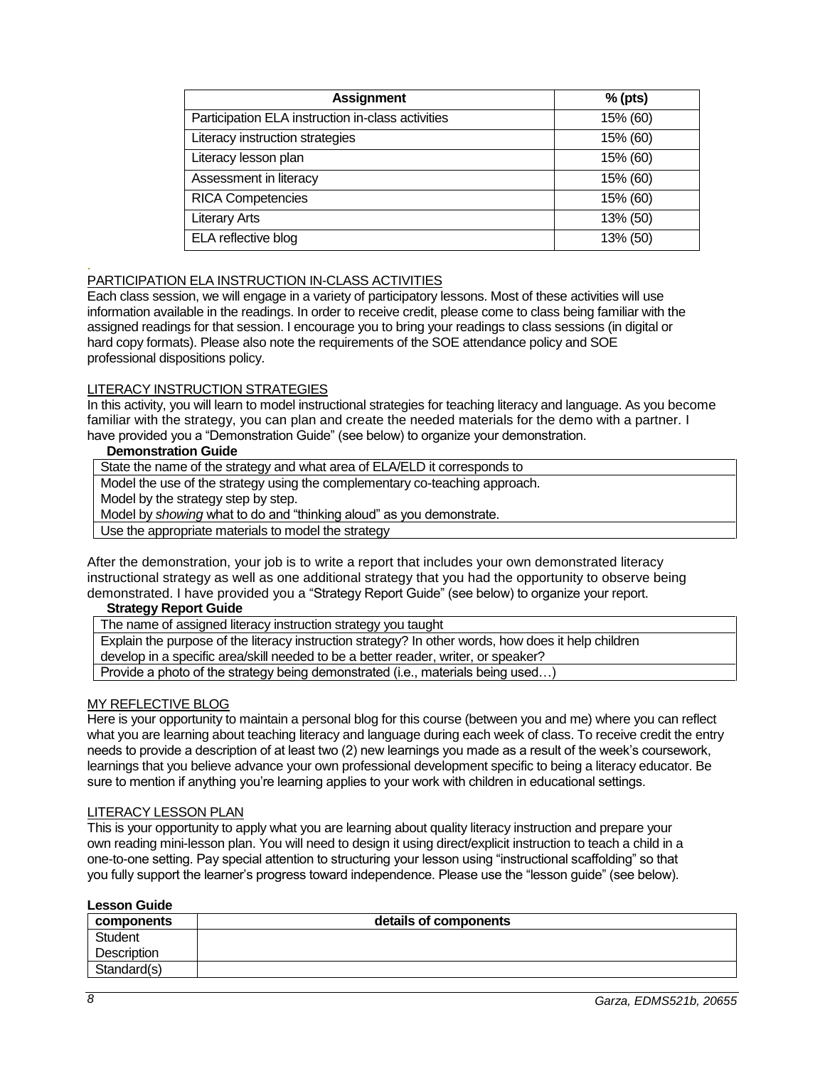| Assignment | % (pts) |
| --- | --- |
| Participation ELA instruction in-class activities | 15% (60) |
| Literacy instruction strategies | 15% (60) |
| Literacy lesson plan | 15% (60) |
| Assessment in literacy | 15% (60) |
| RICA Competencies | 15% (60) |
| Literary Arts | 13% (50) |
| ELA reflective blog | 13% (50) |

PARTICIPATION ELA INSTRUCTION IN-CLASS ACTIVITIES

Each class session, we will engage in a variety of participatory lessons. Most of these activities will use information available in the readings. In order to receive credit, please come to class being familiar with the assigned readings for that session. I encourage you to bring your readings to class sessions (in digital or hard copy formats). Please also note the requirements of the SOE attendance policy and SOE professional dispositions policy.

LITERACY INSTRUCTION STRATEGIES

In this activity, you will learn to model instructional strategies for teaching literacy and language. As you become familiar with the strategy, you can plan and create the needed materials for the demo with a partner. I have provided you a "Demonstration Guide" (see below) to organize your demonstration.

**Demonstration Guide**

| |
| --- |
| State the name of the strategy and what area of ELA/ELD it corresponds to |
| Model the use of the strategy using the complementary co-teaching approach. Model by the strategy step by step. Model by *showing* what to do and "thinking aloud" as you demonstrate. |
| Use the appropriate materials to model the strategy |

After the demonstration, your job is to write a report that includes your own demonstrated literacy instructional strategy as well as one additional strategy that you had the opportunity to observe being demonstrated. I have provided you a "Strategy Report Guide" (see below) to organize your report.

**Strategy Report Guide**

| |
| --- |
| The name of assigned literacy instruction strategy you taught |
| Explain the purpose of the literacy instruction strategy? In other words, how does it help children develop in a specific area/skill needed to be a better reader, writer, or speaker? |
| Provide a photo of the strategy being demonstrated (i.e., materials being used…) |

MY REFLECTIVE BLOG

Here is your opportunity to maintain a personal blog for this course (between you and me) where you can reflect what you are learning about teaching literacy and language during each week of class. To receive credit the entry needs to provide a description of at least two (2) new learnings you made as a result of the week's coursework, learnings that you believe advance your own professional development specific to being a literacy educator. Be sure to mention if anything you're learning applies to your work with children in educational settings.

LITERACY LESSON PLAN

This is your opportunity to apply what you are learning about quality literacy instruction and prepare your own reading mini-lesson plan. You will need to design it using direct/explicit instruction to teach a child in a one-to-one setting. Pay special attention to structuring your lesson using "instructional scaffolding" so that you fully support the learner's progress toward independence. Please use the "lesson guide" (see below).

**Lesson Guide**

| components | details of components |
| --- | --- |
| Student Description | |
| Standard(s) | |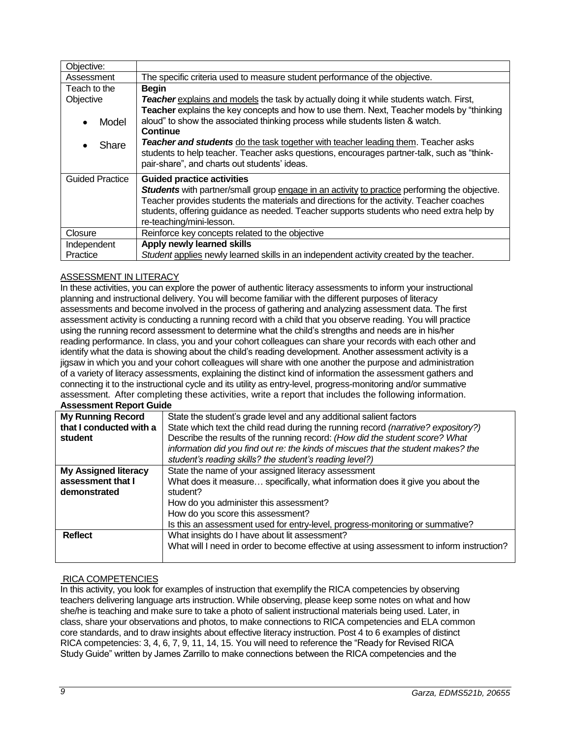| Objective: | |
|---|---|
| Assessment | The specific criteria used to measure student performance of the objective. |
| Teach to the Objective<br>• Model<br>• Share | **Begin**<br>***Teacher*** explains and models the task by actually doing it while students watch. First, **Teacher** explains the key concepts and how to use them. Next, Teacher models by "thinking aloud" to show the associated thinking process while students listen & watch.<br>**Continue**<br>***Teacher and students*** do the task together with teacher leading them. Teacher asks students to help teacher. Teacher asks questions, encourages partner-talk, such as "think-pair-share", and charts out students' ideas. |
| Guided Practice | **Guided practice activities**<br>***Students*** with partner/small group engage in an activity to practice performing the objective. Teacher provides students the materials and directions for the activity. Teacher coaches students, offering guidance as needed. Teacher supports students who need extra help by re-teaching/mini-lesson. |
| Closure | Reinforce key concepts related to the objective |
| Independent Practice | **Apply newly learned skills**<br>*Student* applies newly learned skills in an independent activity created by the teacher. |

ASSESSMENT IN LITERACY

In these activities, you can explore the power of authentic literacy assessments to inform your instructional planning and instructional delivery. You will become familiar with the different purposes of literacy assessments and become involved in the process of gathering and analyzing assessment data. The first assessment activity is conducting a running record with a child that you observe reading. You will practice using the running record assessment to determine what the child's strengths and needs are in his/her reading performance. In class, you and your cohort colleagues can share your records with each other and identify what the data is showing about the child's reading development. Another assessment activity is a jigsaw in which you and your cohort colleagues will share with one another the purpose and administration of a variety of literacy assessments, explaining the distinct kind of information the assessment gathers and connecting it to the instructional cycle and its utility as entry-level, progress-monitoring and/or summative assessment. After completing these activities, write a report that includes the following information.

**Assessment Report Guide**

| | |
|---|---|
| **My Running Record that I conducted with a student** | State the student's grade level and any additional salient factors<br>State which text the child read during the running record *(narrative? expository?)*<br>Describe the results of the running record: *(How did the student score? What information did you find out re: the kinds of miscues that the student makes? the student's reading skills? the student's reading level?)* |
| **My Assigned literacy assessment that I demonstrated** | State the name of your assigned literacy assessment<br>What does it measure… specifically, what information does it give you about the student?<br>How do you administer this assessment?<br>How do you score this assessment?<br>Is this an assessment used for entry-level, progress-monitoring or summative? |
| **Reflect** | What insights do I have about lit assessment?<br>What will I need in order to become effective at using assessment to inform instruction? |

RICA COMPETENCIES

In this activity, you look for examples of instruction that exemplify the RICA competencies by observing teachers delivering language arts instruction. While observing, please keep some notes on what and how she/he is teaching and make sure to take a photo of salient instructional materials being used. Later, in class, share your observations and photos, to make connections to RICA competencies and ELA common core standards, and to draw insights about effective literacy instruction. Post 4 to 6 examples of distinct RICA competencies: 3, 4, 6, 7, 9, 11, 14, 15. You will need to reference the "Ready for Revised RICA Study Guide" written by James Zarrillo to make connections between the RICA competencies and the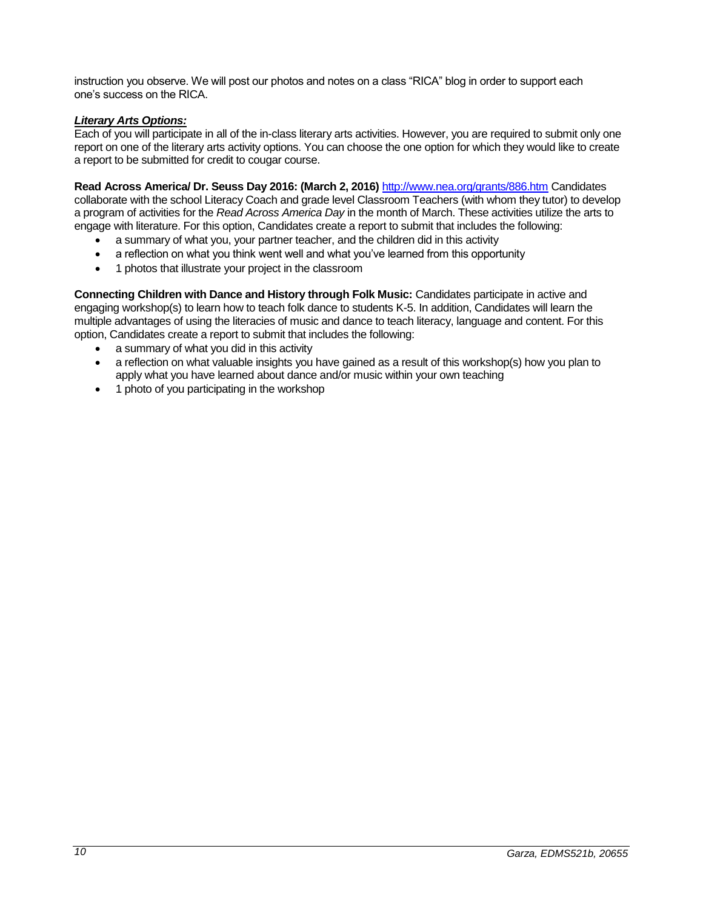instruction you observe. We will post our photos and notes on a class "RICA" blog in order to support each one's success on the RICA.

***Literary Arts Options:***

Each of you will participate in all of the in-class literary arts activities. However, you are required to submit only one report on one of the literary arts activity options. You can choose the one option for which they would like to create a report to be submitted for credit to cougar course.

**Read Across America/ Dr. Seuss Day 2016: (March 2, 2016)** http://www.nea.org/grants/886.htm Candidates collaborate with the school Literacy Coach and grade level Classroom Teachers (with whom they tutor) to develop a program of activities for the *Read Across America Day* in the month of March. These activities utilize the arts to engage with literature. For this option, Candidates create a report to submit that includes the following:

- a summary of what you, your partner teacher, and the children did in this activity
- a reflection on what you think went well and what you've learned from this opportunity
- 1 photos that illustrate your project in the classroom

**Connecting Children with Dance and History through Folk Music:** Candidates participate in active and engaging workshop(s) to learn how to teach folk dance to students K-5. In addition, Candidates will learn the multiple advantages of using the literacies of music and dance to teach literacy, language and content. For this option, Candidates create a report to submit that includes the following:

- a summary of what you did in this activity
- a reflection on what valuable insights you have gained as a result of this workshop(s) how you plan to apply what you have learned about dance and/or music within your own teaching
- 1 photo of you participating in the workshop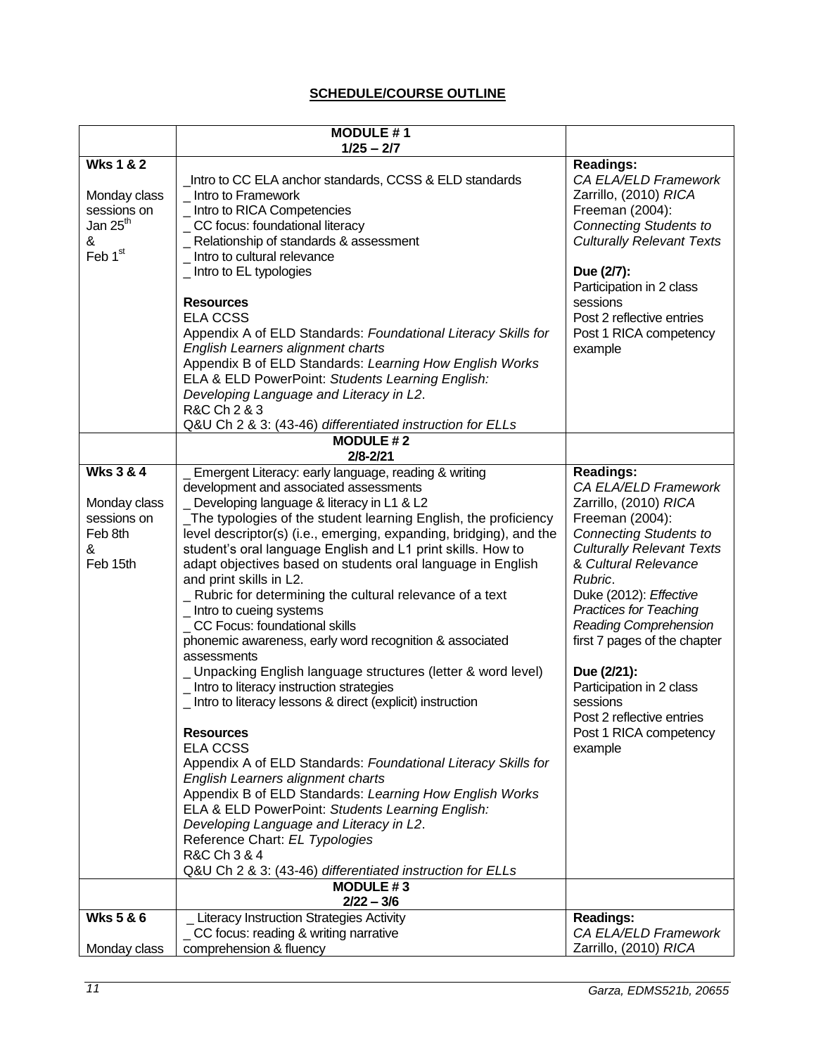## SCHEDULE/COURSE OUTLINE

| | MODULE # 1<br>1/25 – 2/7 | |
|---|---|---|
| **Wks 1 & 2**<br><br>Monday class sessions on Jan 25th & Feb 1st | _Intro to CC ELA anchor standards, CCSS & ELD standards<br>_ Intro to Framework<br>_ Intro to RICA Competencies<br>_ CC focus: foundational literacy<br>_ Relationship of standards & assessment<br>_ Intro to cultural relevance<br>_ Intro to EL typologies<br><br>**Resources**<br>ELA CCSS<br>Appendix A of ELD Standards: *Foundational Literacy Skills for English Learners alignment charts*<br>Appendix B of ELD Standards: *Learning How English Works*<br>ELA & ELD PowerPoint: *Students Learning English: Developing Language and Literacy in L2*.<br>R&C Ch 2 & 3<br>Q&U Ch 2 & 3: (43-46) *differentiated instruction for ELLs* | **Readings:**<br>*CA ELA/ELD Framework*<br>Zarrillo, (2010) *RICA*<br>Freeman (2004): *Connecting Students to Culturally Relevant Texts*<br><br>**Due (2/7):**<br>Participation in 2 class sessions<br>Post 2 reflective entries<br>Post 1 RICA competency example |
| | **MODULE # 2**<br>**2/8-2/21** | |
| **Wks 3 & 4**<br><br>Monday class sessions on Feb 8th & Feb 15th | _ Emergent Literacy: early language, reading & writing development and associated assessments<br>_ Developing language & literacy in L1 & L2<br>_The typologies of the student learning English, the proficiency level descriptor(s) (i.e., emerging, expanding, bridging), and the student's oral language English and L1 print skills. How to adapt objectives based on students oral language in English and print skills in L2.<br>_ Rubric for determining the cultural relevance of a text<br>_ Intro to cueing systems<br>_ CC Focus: foundational skills<br>phonemic awareness, early word recognition & associated assessments<br>_ Unpacking English language structures (letter & word level)<br>_ Intro to literacy instruction strategies<br>_ Intro to literacy lessons & direct (explicit) instruction<br><br>**Resources**<br>ELA CCSS<br>Appendix A of ELD Standards: *Foundational Literacy Skills for English Learners alignment charts*<br>Appendix B of ELD Standards: *Learning How English Works*<br>ELA & ELD PowerPoint: *Students Learning English: Developing Language and Literacy in L2*.<br>Reference Chart: *EL Typologies*<br>R&C Ch 3 & 4<br>Q&U Ch 2 & 3: (43-46) *differentiated instruction for ELLs* | **Readings:**<br>*CA ELA/ELD Framework*<br>Zarrillo, (2010) *RICA*<br>Freeman (2004): *Connecting Students to Culturally Relevant Texts & Cultural Relevance Rubric*.<br>Duke (2012): *Effective Practices for Teaching Reading Comprehension* first 7 pages of the chapter<br><br>**Due (2/21):**<br>Participation in 2 class sessions<br>Post 2 reflective entries<br>Post 1 RICA competency example |
| | **MODULE # 3**<br>**2/22 – 3/6** | |
| **Wks 5 & 6**<br><br>Monday class | _ Literacy Instruction Strategies Activity<br>_ CC focus: reading & writing narrative comprehension & fluency | **Readings:**<br>*CA ELA/ELD Framework*<br>Zarrillo, (2010) *RICA* |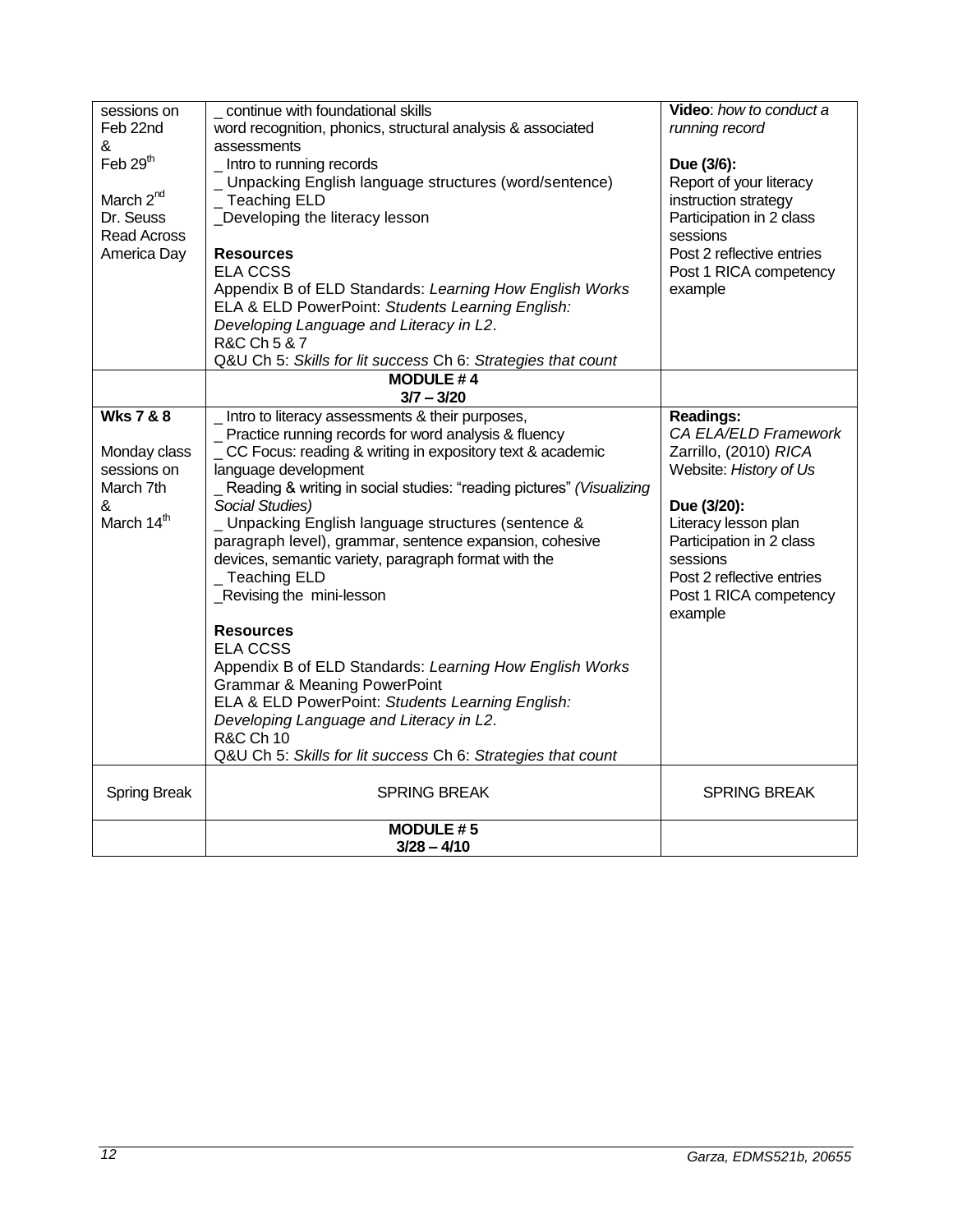| | | |
|---|---|---|
| sessions on Feb 22nd & Feb 29th<br><br>March 2nd Dr. Seuss Read Across America Day | _ continue with foundational skills word recognition, phonics, structural analysis & associated assessments<br>_ Intro to running records<br>_ Unpacking English language structures (word/sentence)<br>_ Teaching ELD<br>_Developing the literacy lesson<br><br>**Resources**<br>ELA CCSS<br>Appendix B of ELD Standards: *Learning How English Works*<br>ELA & ELD PowerPoint: *Students Learning English: Developing Language and Literacy in L2*.<br>R&C Ch 5 & 7<br>Q&U Ch 5: *Skills for lit success* Ch 6: *Strategies that count* | **Video**: *how to conduct a running record*<br><br>**Due (3/6):**<br>Report of your literacy instruction strategy<br>Participation in 2 class sessions<br>Post 2 reflective entries<br>Post 1 RICA competency example |
| | **MODULE # 4**<br>**3/7 – 3/20** | |
| **Wks 7 & 8**<br><br>Monday class sessions on March 7th & March 14th | _ Intro to literacy assessments & their purposes,<br>_ Practice running records for word analysis & fluency<br>_ CC Focus: reading & writing in expository text & academic language development<br>_ Reading & writing in social studies: "reading pictures" *(Visualizing Social Studies)*<br>_ Unpacking English language structures (sentence & paragraph level), grammar, sentence expansion, cohesive devices, semantic variety, paragraph format with the<br>_ Teaching ELD<br>_Revising the mini-lesson<br><br>**Resources**<br>ELA CCSS<br>Appendix B of ELD Standards: *Learning How English Works*<br>Grammar & Meaning PowerPoint<br>ELA & ELD PowerPoint: *Students Learning English: Developing Language and Literacy in L2*.<br>R&C Ch 10<br>Q&U Ch 5: *Skills for lit success* Ch 6: *Strategies that count* | **Readings:**<br>*CA ELA/ELD Framework*<br>Zarrillo, (2010) *RICA*<br>Website: *History of Us*<br><br>**Due (3/20):**<br>Literacy lesson plan<br>Participation in 2 class sessions<br>Post 2 reflective entries<br>Post 1 RICA competency example |
| Spring Break | SPRING BREAK | SPRING BREAK |
| | **MODULE # 5**<br>**3/28 – 4/10** | |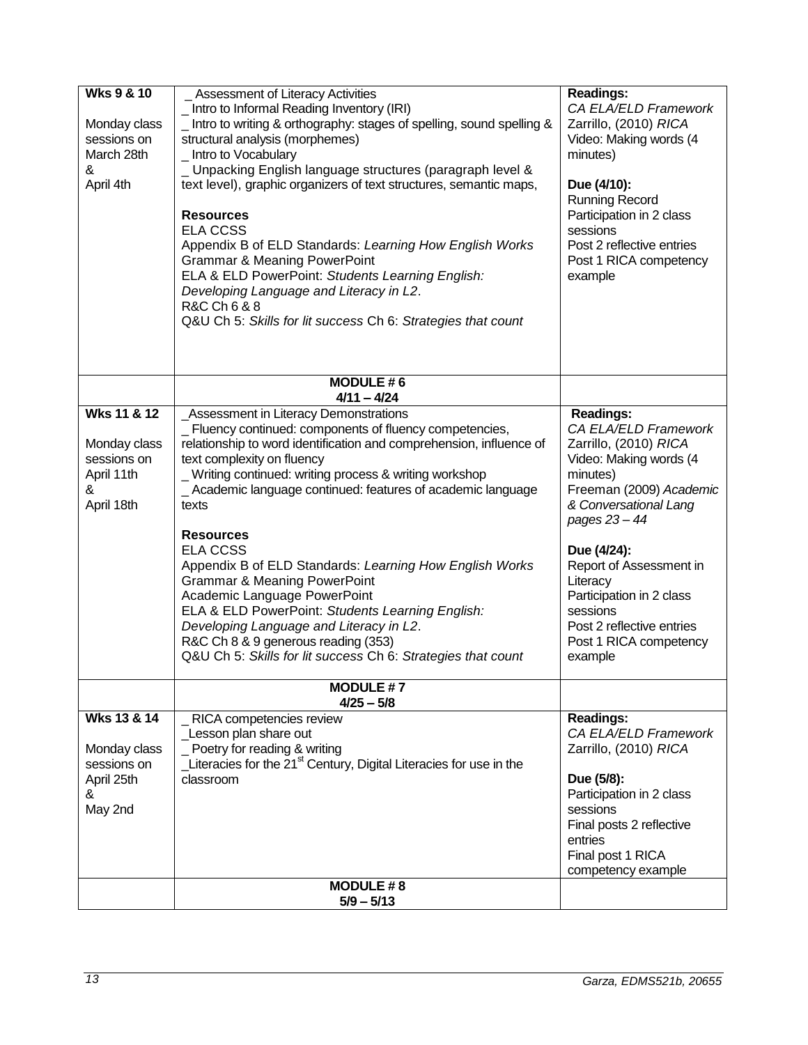| Wks 9 & 10<br><br>Monday class sessions on March 28th & April 4th | _ Assessment of Literacy Activities<br>_ Intro to Informal Reading Inventory (IRI)<br>_ Intro to writing & orthography: stages of spelling, sound spelling & structural analysis (morphemes)<br>_ Intro to Vocabulary<br>_ Unpacking English language structures (paragraph level & text level), graphic organizers of text structures, semantic maps,<br><br>**Resources**<br>ELA CCSS<br>Appendix B of ELD Standards: *Learning How English Works*<br>Grammar & Meaning PowerPoint<br>ELA & ELD PowerPoint: *Students Learning English: Developing Language and Literacy in L2*.<br>R&C Ch 6 & 8<br>Q&U Ch 5: *Skills for lit success* Ch 6: *Strategies that count* | **Readings:**<br>*CA ELA/ELD Framework*<br>Zarrillo, (2010) *RICA*<br>Video: Making words (4 minutes)<br><br>**Due (4/10):**<br>Running Record<br>Participation in 2 class sessions<br>Post 2 reflective entries<br>Post 1 RICA competency example |
|---|---|---|
| | **MODULE # 6**<br>**4/11 – 4/24** | |
| **Wks 11 & 12**<br><br>Monday class sessions on April 11th & April 18th | _Assessment in Literacy Demonstrations<br>_ Fluency continued: components of fluency competencies, relationship to word identification and comprehension, influence of text complexity on fluency<br>_ Writing continued: writing process & writing workshop<br>_ Academic language continued: features of academic language texts<br><br>**Resources**<br>ELA CCSS<br>Appendix B of ELD Standards: *Learning How English Works*<br>Grammar & Meaning PowerPoint<br>Academic Language PowerPoint<br>ELA & ELD PowerPoint: *Students Learning English: Developing Language and Literacy in L2*.<br>R&C Ch 8 & 9 generous reading (353)<br>Q&U Ch 5: *Skills for lit success* Ch 6: *Strategies that count* | **Readings:**<br>*CA ELA/ELD Framework*<br>Zarrillo, (2010) *RICA*<br>Video: Making words (4 minutes)<br>Freeman (2009) *Academic & Conversational Lang pages 23 – 44*<br><br>**Due (4/24):**<br>Report of Assessment in Literacy<br>Participation in 2 class sessions<br>Post 2 reflective entries<br>Post 1 RICA competency example |
| | **MODULE # 7**<br>**4/25 – 5/8** | |
| **Wks 13 & 14**<br><br>Monday class sessions on April 25th & May 2nd | _ RICA competencies review<br>_Lesson plan share out<br>_ Poetry for reading & writing<br>_Literacies for the 21st Century, Digital Literacies for use in the classroom | **Readings:**<br>*CA ELA/ELD Framework*<br>Zarrillo, (2010) *RICA*<br><br>**Due (5/8):**<br>Participation in 2 class sessions<br>Final posts 2 reflective entries<br>Final post 1 RICA competency example |
| | **MODULE # 8**<br>**5/9 – 5/13** | |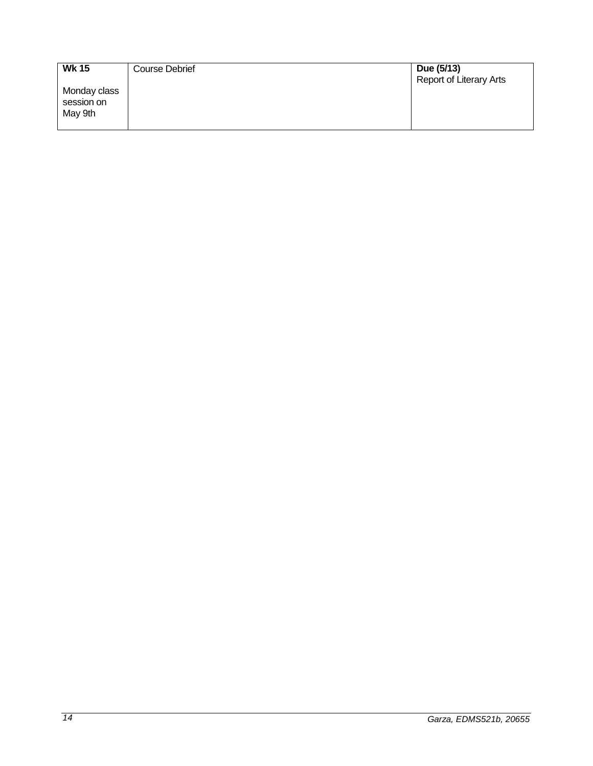| | | |
|---|---|---|
| **Wk 15**<br><br>Monday class session on May 9th | Course Debrief | **Due (5/13)**<br>Report of Literary Arts |